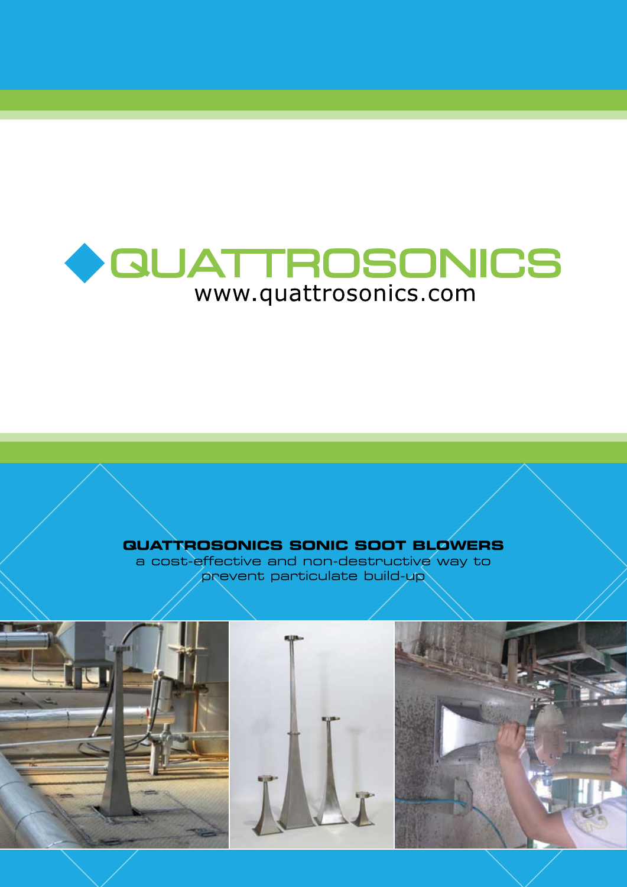# QUATTROSONICS

www.quattrosonics.com

## QUATTROSONICS SONIC SOOT BLOWERS

a cost-effective and non-destructive way to prevent particulate build-up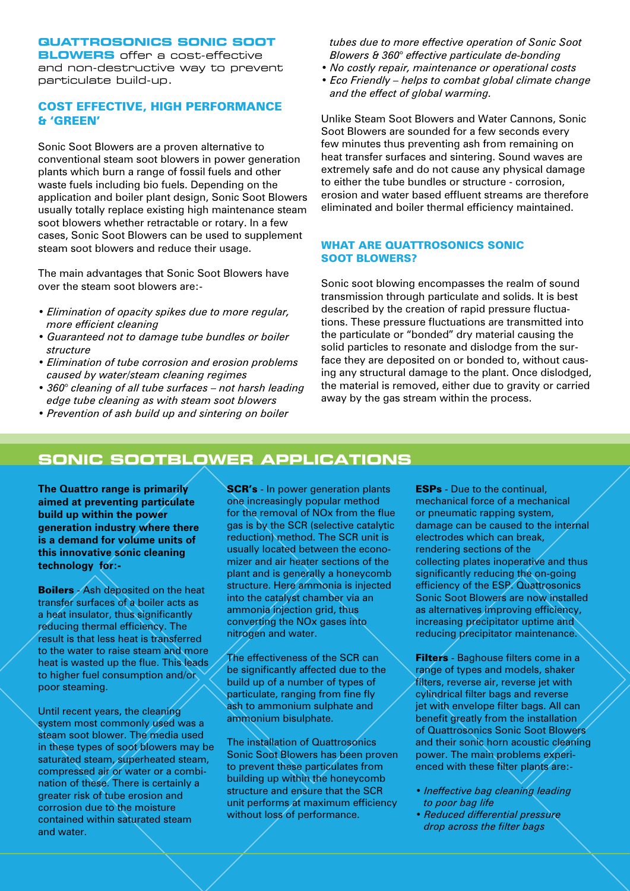**QUATTROSONICS SONIC SOOT BLOWERS** offer a cost-effective and non-destructive way to prevent particulate build-up.

## COST EFFECTIVE, HIGH PERFORMANCE & 'GREEN'

Sonic Soot Blowers are a proven alternative to conventional steam soot blowers in power generation plants which burn a range of fossil fuels and other waste fuels including bio fuels. Depending on the application and boiler plant design, Sonic Soot Blowers usually totally replace existing high maintenance steam soot blowers whether retractable or rotary. In a few cases, Sonic Soot Blowers can be used to supplement steam soot blowers and reduce their usage.

The main advantages that Sonic Soot Blowers have over the steam soot blowers are:-

- *Elimination of opacity spikes due to more regular, more efficient cleaning*
- *Guaranteed not to damage tube bundles or boiler structure*
- *Elimination of tube corrosion and erosion problems caused by water/steam cleaning regimes*
- *360° cleaning of all tube surfaces – not harsh leading edge tube cleaning as with steam soot blowers*
- *Prevention of ash build up and sintering on boiler tubes due to more effective operation of Sonic Soot Blowers & 360° effective particulate de-bonding*
- *No costly repair, maintenance or operational costs*
- *Eco Friendly – helps to combat global climate change and the effect of global warming.*

Unlike Steam Soot Blowers and Water Cannons, Sonic Soot Blowers are sounded for a few seconds every few minutes thus preventing ash from remaining on heat transfer surfaces and sintering. Sound waves are extremely safe and do not cause any physical damage to either the tube bundles or structure - corrosion, erosion and water based effluent streams are therefore eliminated and boiler thermal efficiency maintained.

## WHAT ARE QUATTROSONICS SONIC SOOT BLOWERS?

Sonic soot blowing encompasses the realm of sound transmission through particulate and solids. It is best described by the creation of rapid pressure fluctuations. These pressure fluctuations are transmitted into the particulate or "bonded" dry material causing the solid particles to resonate and dislodge from the surface they are deposited on or bonded to, without causing any structural damage to the plant. Once dislodged, the material is removed, either due to gravity or carried away by the gas stream within the process.

# SONIC SOOTBLOWER APPLICATIONS

**The Quattro range is primarily aimed at preventing particulate build up within the power generation industry where there is a demand for volume units of this innovative sonic cleaning technology for:-**

**Boilers** - Ash deposited on the heat transfer surfaces of a boiler acts as a heat insulator, thus significantly reducing thermal efficiency. The result is that less heat is transferred to the water to raise steam and more heat is wasted up the flue. This leads to higher fuel consumption and/or poor steaming.

Until recent years, the cleaning system most commonly used was a steam soot blower. The media used in these types of soot blowers may be saturated steam, superheated steam, compressed air or water or a combination of these. There is certainly a greater risk of tube erosion and corrosion due to the moisture contained within saturated steam and water.

**SCR's** - In power generation plants one increasingly popular method for the removal of NOx from the flue gas is by the SCR (selective catalytic reduction) method. The SCR unit is usually located between the economizer and air heater sections of the plant and is generally a honeycomb structure. Here ammonia is injected into the catalyst chamber via an ammonia injection grid, thus converting the NOx gases into nitrogen and water.

The effectiveness of the SCR can be significantly affected due to the build up of a number of types of particulate, ranging from fine fly ash to ammonium sulphate and ammonium bisulphate.

The installation of Quattrosonics Sonic Soot Blowers has been proven to prevent these particulates from building up within the honeycomb structure and ensure that the SCR unit performs at maximum efficiency without loss of performance.

**ESPs** - Due to the continual, mechanical force of a mechanical or pneumatic rapping system, damage can be caused to the internal electrodes which can break, rendering sections of the collecting plates inoperative and thus significantly reducing the on-going efficiency of the ESP. Quattrosonics Sonic Soot Blowers are now installed as alternatives improving efficiency, increasing precipitator uptime and reducing precipitator maintenance.

**Filters** - Baghouse filters come in a range of types and models, shaker filters, reverse air, reverse jet with cylindrical filter bags and reverse jet with envelope filter bags. All can benefit greatly from the installation of Quattrosonics Sonic Soot Blowers and their sonic horn acoustic cleaning power. The main problems experienced with these filter plants are:-

- *Ineffective bag cleaning leading to poor bag life*
- *Reduced differential pressure drop across the filter bags*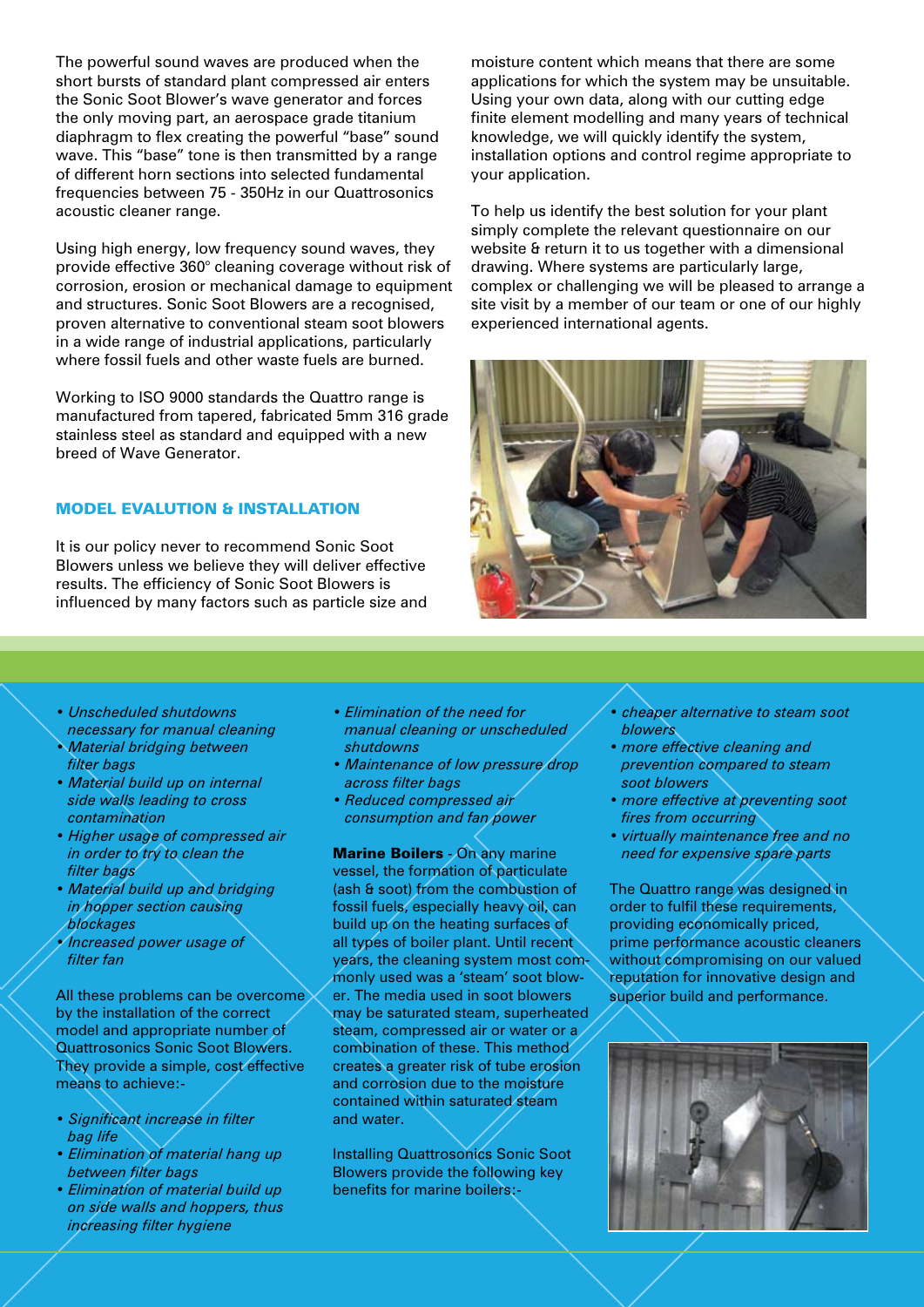The powerful sound waves are produced when the short bursts of standard plant compressed air enters the Sonic Soot Blower's wave generator and forces the only moving part, an aerospace grade titanium diaphragm to flex creating the powerful "base" sound wave. This "base" tone is then transmitted by a range of different horn sections into selected fundamental frequencies between 75 - 350Hz in our Quattrosonics acoustic cleaner range.

Using high energy, low frequency sound waves, they provide effective 360° cleaning coverage without risk of corrosion, erosion or mechanical damage to equipment and structures. Sonic Soot Blowers are a recognised, proven alternative to conventional steam soot blowers in a wide range of industrial applications, particularly where fossil fuels and other waste fuels are burned.

Working to ISO 9000 standards the Quattro range is manufactured from tapered, fabricated 5mm 316 grade stainless steel as standard and equipped with a new breed of Wave Generator.

## MODEL EVALUTION & INSTALLATION

It is our policy never to recommend Sonic Soot Blowers unless we believe they will deliver effective results. The efficiency of Sonic Soot Blowers is influenced by many factors such as particle size and moisture content which means that there are some applications for which the system may be unsuitable. Using your own data, along with our cutting edge finite element modelling and many years of technical knowledge, we will quickly identify the system, installation options and control regime appropriate to your application.

To help us identify the best solution for your plant simply complete the relevant questionnaire on our website & return it to us together with a dimensional drawing. Where systems are particularly large, complex or challenging we will be pleased to arrange a site visit by a member of our team or one of our highly experienced international agents.

- *Unscheduled shutdowns necessary for manual cleaning*
- *Material bridging between filter bags*
- *Material build up on internal side walls leading to cross contamination*
- *Higher usage of compressed air in order to try to clean the filter bags*
- *Material build up and bridging in hopper section causing blockages*
- *Increased power usage of filter fan*

All these problems can be overcome by the installation of the correct model and appropriate number of Quattrosonics Sonic Soot Blowers. They provide a simple, cost effective means to achieve:-

- *Significant increase in filter bag life*
- *Elimination of material hang up between filter bags*
- *Elimination of material build up on side walls and hoppers, thus increasing filter hygiene*
- *Elimination of the need for manual cleaning or unscheduled shutdowns*
- *Maintenance of low pressure drop across filter bags*
- *Reduced compressed air consumption and fan power*

**Marine Boilers** - On any marine vessel, the formation of particulate (ash & soot) from the combustion of fossil fuels, especially heavy oil, can build up on the heating surfaces of all types of boiler plant. Until recent years, the cleaning system most commonly used was a 'steam' soot blower. The media used in soot blowers may be saturated steam, superheated steam, compressed air or water or a combination of these. This method creates a greater risk of tube erosion and corrosion due to the moisture contained within saturated steam and water.

Installing Quattrosonics Sonic Soot Blowers provide the following key benefits for marine boilers:-

- *cheaper alternative to steam soot blowers*
- *more effective cleaning and prevention compared to steam soot blowers*
- *more effective at preventing soot fires from occurring*
- *virtually maintenance free and no need for expensive spare parts*

The Quattro range was designed in order to fulfil these requirements, providing economically priced, prime performance acoustic cleaners without compromising on our valued reputation for innovative design and superior build and performance.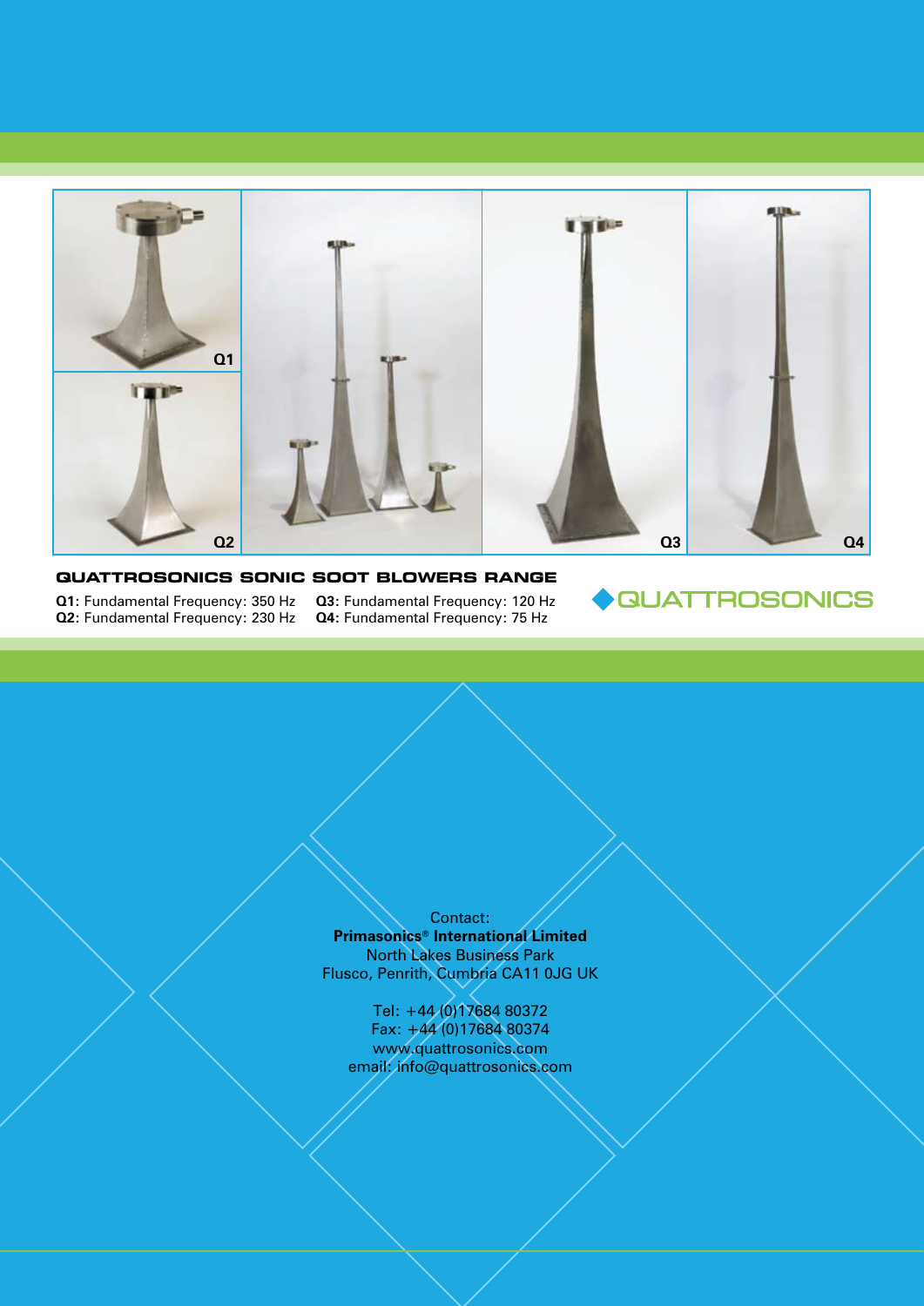Q1

Q2

Q3

Q4

## QUATTROSONICS SONIC SOOT BLOWERS RANGE

**Q1**: Fundamental Frequency: 350 Hz
**Q2**: Fundamental Frequency: 230 Hz
**Q3**: Fundamental Frequency: 120 Hz
**Q4**: Fundamental Frequency: 75 Hz

QUATTROSONICS

Contact:
**Primasonics® International Limited**
North Lakes Business Park
Flusco, Penrith, Cumbria CA11 0JG UK

Tel: +44 (0)17684 80372
Fax: +44 (0)17684 80374
www.quattrosonics.com
email: info@quattrosonics.com